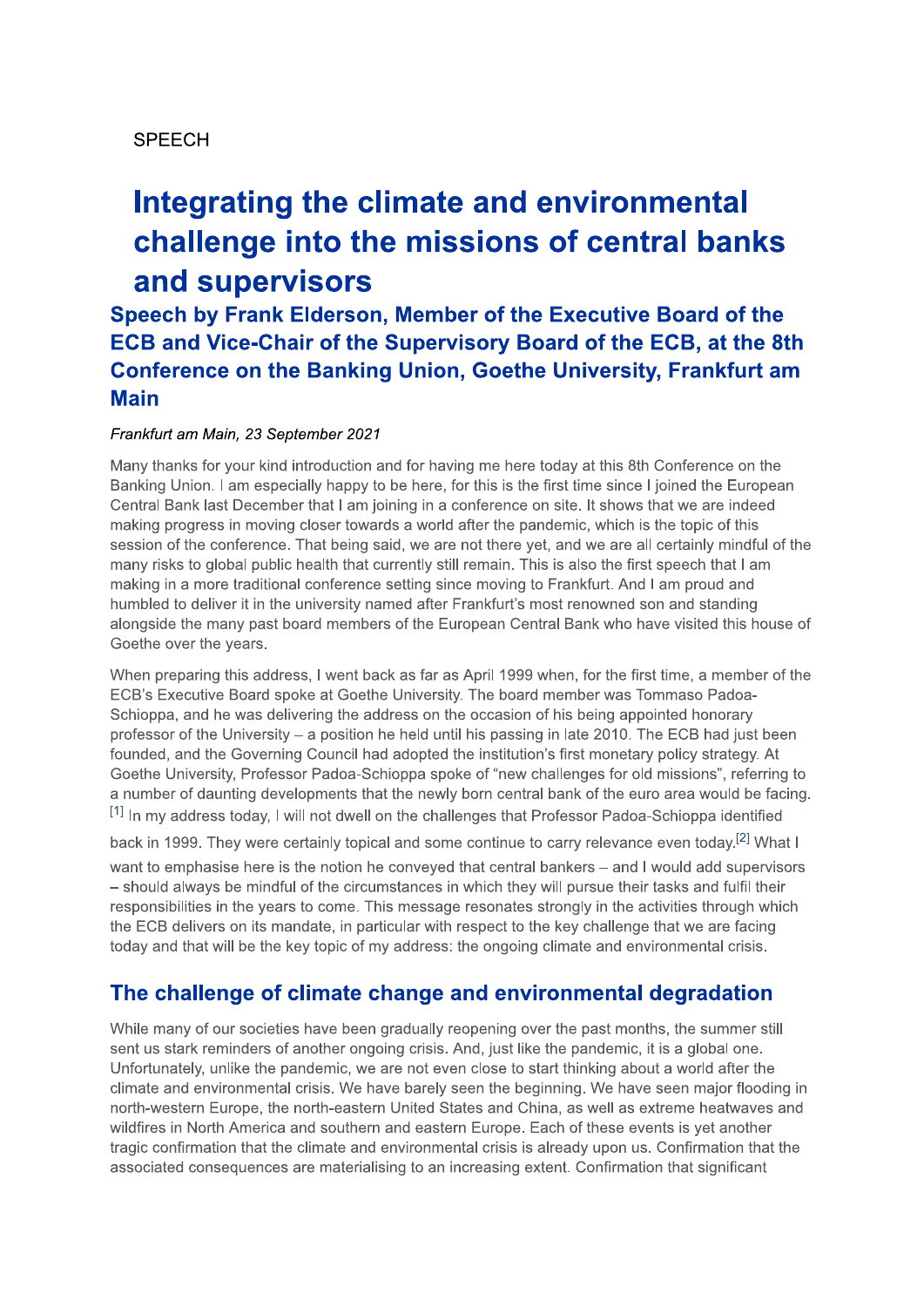SPEECH

# Integrating the climate and environmental challenge into the missions of central banks and supervisors

## Speech by Frank Elderson, Member of the Executive Board of the ECB and Vice-Chair of the Supervisory Board of the ECB, at the 8th Conference on the Banking Union, Goethe University, Frankfurt am Main

*Frankfurt am Main, 23 September 2021*

Many thanks for your kind introduction and for having me here today at this 8th Conference on the Banking Union. I am especially happy to be here, for this is the first time since I joined the European Central Bank last December that I am joining in a conference on site. It shows that we are indeed making progress in moving closer towards a world after the pandemic, which is the topic of this session of the conference. That being said, we are not there yet, and we are all certainly mindful of the many risks to global public health that currently still remain. This is also the first speech that I am making in a more traditional conference setting since moving to Frankfurt. And I am proud and humbled to deliver it in the university named after Frankfurt's most renowned son and standing alongside the many past board members of the European Central Bank who have visited this house of Goethe over the years.

When preparing this address, I went back as far as April 1999 when, for the first time, a member of the ECB's Executive Board spoke at Goethe University. The board member was Tommaso Padoa-Schioppa, and he was delivering the address on the occasion of his being appointed honorary professor of the University – a position he held until his passing in late 2010. The ECB had just been founded, and the Governing Council had adopted the institution's first monetary policy strategy. At Goethe University, Professor Padoa-Schioppa spoke of "new challenges for old missions", referring to a number of daunting developments that the newly born central bank of the euro area would be facing.[1] In my address today, I will not dwell on the challenges that Professor Padoa-Schioppa identified back in 1999. They were certainly topical and some continue to carry relevance even today.[2] What I want to emphasise here is the notion he conveyed that central bankers – and I would add supervisors – should always be mindful of the circumstances in which they will pursue their tasks and fulfil their responsibilities in the years to come. This message resonates strongly in the activities through which the ECB delivers on its mandate, in particular with respect to the key challenge that we are facing today and that will be the key topic of my address: the ongoing climate and environmental crisis.

## The challenge of climate change and environmental degradation

While many of our societies have been gradually reopening over the past months, the summer still sent us stark reminders of another ongoing crisis. And, just like the pandemic, it is a global one. Unfortunately, unlike the pandemic, we are not even close to start thinking about a world after the climate and environmental crisis. We have barely seen the beginning. We have seen major flooding in north-western Europe, the north-eastern United States and China, as well as extreme heatwaves and wildfires in North America and southern and eastern Europe. Each of these events is yet another tragic confirmation that the climate and environmental crisis is already upon us. Confirmation that the associated consequences are materialising to an increasing extent. Confirmation that significant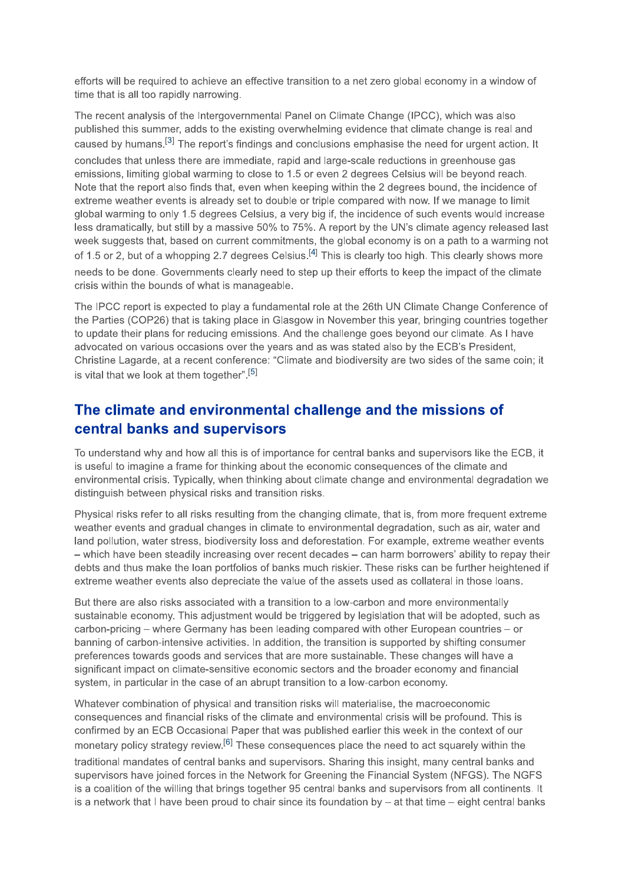efforts will be required to achieve an effective transition to a net zero global economy in a window of time that is all too rapidly narrowing.

The recent analysis of the Intergovernmental Panel on Climate Change (IPCC), which was also published this summer, adds to the existing overwhelming evidence that climate change is real and caused by humans.[3] The report's findings and conclusions emphasise the need for urgent action. It concludes that unless there are immediate, rapid and large-scale reductions in greenhouse gas emissions, limiting global warming to close to 1.5 or even 2 degrees Celsius will be beyond reach. Note that the report also finds that, even when keeping within the 2 degrees bound, the incidence of extreme weather events is already set to double or triple compared with now. If we manage to limit global warming to only 1.5 degrees Celsius, a very big if, the incidence of such events would increase less dramatically, but still by a massive 50% to 75%. A report by the UN's climate agency released last week suggests that, based on current commitments, the global economy is on a path to a warming not of 1.5 or 2, but of a whopping 2.7 degrees Celsius.[4] This is clearly too high. This clearly shows more needs to be done. Governments clearly need to step up their efforts to keep the impact of the climate crisis within the bounds of what is manageable.

The IPCC report is expected to play a fundamental role at the 26th UN Climate Change Conference of the Parties (COP26) that is taking place in Glasgow in November this year, bringing countries together to update their plans for reducing emissions. And the challenge goes beyond our climate. As I have advocated on various occasions over the years and as was stated also by the ECB's President, Christine Lagarde, at a recent conference: "Climate and biodiversity are two sides of the same coin; it is vital that we look at them together".[5]

## The climate and environmental challenge and the missions of central banks and supervisors

To understand why and how all this is of importance for central banks and supervisors like the ECB, it is useful to imagine a frame for thinking about the economic consequences of the climate and environmental crisis. Typically, when thinking about climate change and environmental degradation we distinguish between physical risks and transition risks.

Physical risks refer to all risks resulting from the changing climate, that is, from more frequent extreme weather events and gradual changes in climate to environmental degradation, such as air, water and land pollution, water stress, biodiversity loss and deforestation. For example, extreme weather events – which have been steadily increasing over recent decades – can harm borrowers' ability to repay their debts and thus make the loan portfolios of banks much riskier. These risks can be further heightened if extreme weather events also depreciate the value of the assets used as collateral in those loans.

But there are also risks associated with a transition to a low-carbon and more environmentally sustainable economy. This adjustment would be triggered by legislation that will be adopted, such as carbon-pricing – where Germany has been leading compared with other European countries – or banning of carbon-intensive activities. In addition, the transition is supported by shifting consumer preferences towards goods and services that are more sustainable. These changes will have a significant impact on climate-sensitive economic sectors and the broader economy and financial system, in particular in the case of an abrupt transition to a low-carbon economy.

Whatever combination of physical and transition risks will materialise, the macroeconomic consequences and financial risks of the climate and environmental crisis will be profound. This is confirmed by an ECB Occasional Paper that was published earlier this week in the context of our monetary policy strategy review.[6] These consequences place the need to act squarely within the traditional mandates of central banks and supervisors. Sharing this insight, many central banks and supervisors have joined forces in the Network for Greening the Financial System (NFGS). The NGFS is a coalition of the willing that brings together 95 central banks and supervisors from all continents. It is a network that I have been proud to chair since its foundation by – at that time – eight central banks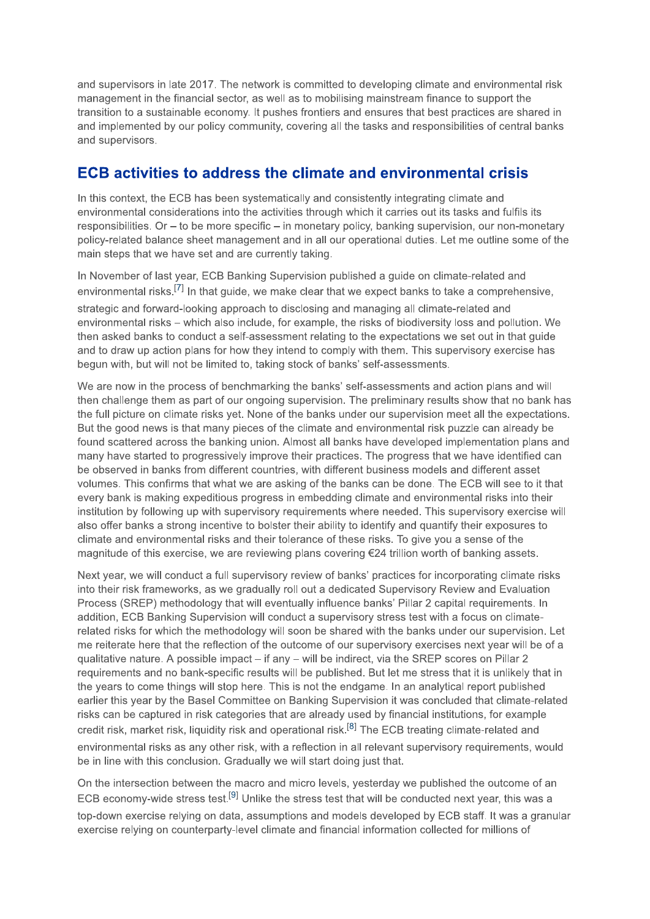and supervisors in late 2017. The network is committed to developing climate and environmental risk management in the financial sector, as well as to mobilising mainstream finance to support the transition to a sustainable economy. It pushes frontiers and ensures that best practices are shared in and implemented by our policy community, covering all the tasks and responsibilities of central banks and supervisors.

## ECB activities to address the climate and environmental crisis

In this context, the ECB has been systematically and consistently integrating climate and environmental considerations into the activities through which it carries out its tasks and fulfils its responsibilities. Or – to be more specific – in monetary policy, banking supervision, our non-monetary policy-related balance sheet management and in all our operational duties. Let me outline some of the main steps that we have set and are currently taking.

In November of last year, ECB Banking Supervision published a guide on climate-related and environmental risks.[7] In that guide, we make clear that we expect banks to take a comprehensive, strategic and forward-looking approach to disclosing and managing all climate-related and environmental risks – which also include, for example, the risks of biodiversity loss and pollution. We then asked banks to conduct a self-assessment relating to the expectations we set out in that guide and to draw up action plans for how they intend to comply with them. This supervisory exercise has begun with, but will not be limited to, taking stock of banks' self-assessments.

We are now in the process of benchmarking the banks' self-assessments and action plans and will then challenge them as part of our ongoing supervision. The preliminary results show that no bank has the full picture on climate risks yet. None of the banks under our supervision meet all the expectations. But the good news is that many pieces of the climate and environmental risk puzzle can already be found scattered across the banking union. Almost all banks have developed implementation plans and many have started to progressively improve their practices. The progress that we have identified can be observed in banks from different countries, with different business models and different asset volumes. This confirms that what we are asking of the banks can be done. The ECB will see to it that every bank is making expeditious progress in embedding climate and environmental risks into their institution by following up with supervisory requirements where needed. This supervisory exercise will also offer banks a strong incentive to bolster their ability to identify and quantify their exposures to climate and environmental risks and their tolerance of these risks. To give you a sense of the magnitude of this exercise, we are reviewing plans covering €24 trillion worth of banking assets.

Next year, we will conduct a full supervisory review of banks' practices for incorporating climate risks into their risk frameworks, as we gradually roll out a dedicated Supervisory Review and Evaluation Process (SREP) methodology that will eventually influence banks' Pillar 2 capital requirements. In addition, ECB Banking Supervision will conduct a supervisory stress test with a focus on climate-related risks for which the methodology will soon be shared with the banks under our supervision. Let me reiterate here that the reflection of the outcome of our supervisory exercises next year will be of a qualitative nature. A possible impact – if any – will be indirect, via the SREP scores on Pillar 2 requirements and no bank-specific results will be published. But let me stress that it is unlikely that in the years to come things will stop here. This is not the endgame. In an analytical report published earlier this year by the Basel Committee on Banking Supervision it was concluded that climate-related risks can be captured in risk categories that are already used by financial institutions, for example credit risk, market risk, liquidity risk and operational risk.[8] The ECB treating climate-related and environmental risks as any other risk, with a reflection in all relevant supervisory requirements, would be in line with this conclusion. Gradually we will start doing just that.

On the intersection between the macro and micro levels, yesterday we published the outcome of an ECB economy-wide stress test.[9] Unlike the stress test that will be conducted next year, this was a top-down exercise relying on data, assumptions and models developed by ECB staff. It was a granular exercise relying on counterparty-level climate and financial information collected for millions of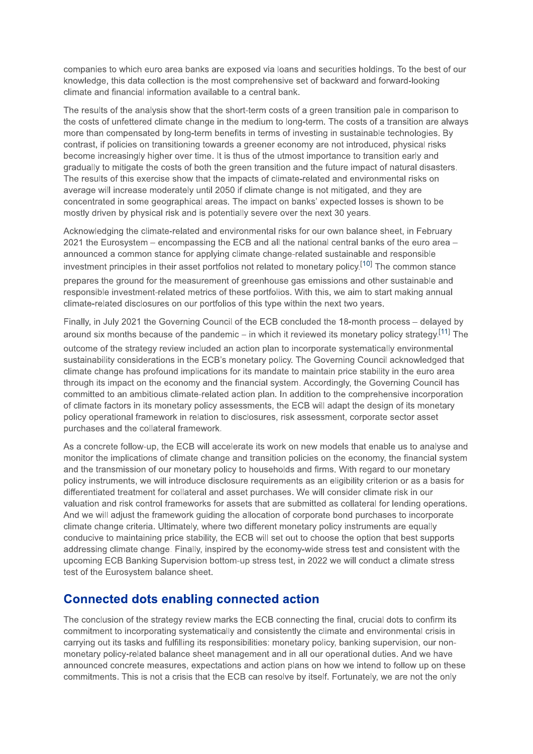companies to which euro area banks are exposed via loans and securities holdings. To the best of our knowledge, this data collection is the most comprehensive set of backward and forward-looking climate and financial information available to a central bank.

The results of the analysis show that the short-term costs of a green transition pale in comparison to the costs of unfettered climate change in the medium to long-term. The costs of a transition are always more than compensated by long-term benefits in terms of investing in sustainable technologies. By contrast, if policies on transitioning towards a greener economy are not introduced, physical risks become increasingly higher over time. It is thus of the utmost importance to transition early and gradually to mitigate the costs of both the green transition and the future impact of natural disasters. The results of this exercise show that the impacts of climate-related and environmental risks on average will increase moderately until 2050 if climate change is not mitigated, and they are concentrated in some geographical areas. The impact on banks' expected losses is shown to be mostly driven by physical risk and is potentially severe over the next 30 years.

Acknowledging the climate-related and environmental risks for our own balance sheet, in February 2021 the Eurosystem – encompassing the ECB and all the national central banks of the euro area – announced a common stance for applying climate change-related sustainable and responsible investment principles in their asset portfolios not related to monetary policy.[10] The common stance prepares the ground for the measurement of greenhouse gas emissions and other sustainable and responsible investment-related metrics of these portfolios. With this, we aim to start making annual climate-related disclosures on our portfolios of this type within the next two years.

Finally, in July 2021 the Governing Council of the ECB concluded the 18-month process – delayed by around six months because of the pandemic – in which it reviewed its monetary policy strategy.[11] The outcome of the strategy review included an action plan to incorporate systematically environmental sustainability considerations in the ECB's monetary policy. The Governing Council acknowledged that climate change has profound implications for its mandate to maintain price stability in the euro area through its impact on the economy and the financial system. Accordingly, the Governing Council has committed to an ambitious climate-related action plan. In addition to the comprehensive incorporation of climate factors in its monetary policy assessments, the ECB will adapt the design of its monetary policy operational framework in relation to disclosures, risk assessment, corporate sector asset purchases and the collateral framework.

As a concrete follow-up, the ECB will accelerate its work on new models that enable us to analyse and monitor the implications of climate change and transition policies on the economy, the financial system and the transmission of our monetary policy to households and firms. With regard to our monetary policy instruments, we will introduce disclosure requirements as an eligibility criterion or as a basis for differentiated treatment for collateral and asset purchases. We will consider climate risk in our valuation and risk control frameworks for assets that are submitted as collateral for lending operations. And we will adjust the framework guiding the allocation of corporate bond purchases to incorporate climate change criteria. Ultimately, where two different monetary policy instruments are equally conducive to maintaining price stability, the ECB will set out to choose the option that best supports addressing climate change. Finally, inspired by the economy-wide stress test and consistent with the upcoming ECB Banking Supervision bottom-up stress test, in 2022 we will conduct a climate stress test of the Eurosystem balance sheet.

## Connected dots enabling connected action

The conclusion of the strategy review marks the ECB connecting the final, crucial dots to confirm its commitment to incorporating systematically and consistently the climate and environmental crisis in carrying out its tasks and fulfilling its responsibilities: monetary policy, banking supervision, our non-monetary policy-related balance sheet management and in all our operational duties. And we have announced concrete measures, expectations and action plans on how we intend to follow up on these commitments. This is not a crisis that the ECB can resolve by itself. Fortunately, we are not the only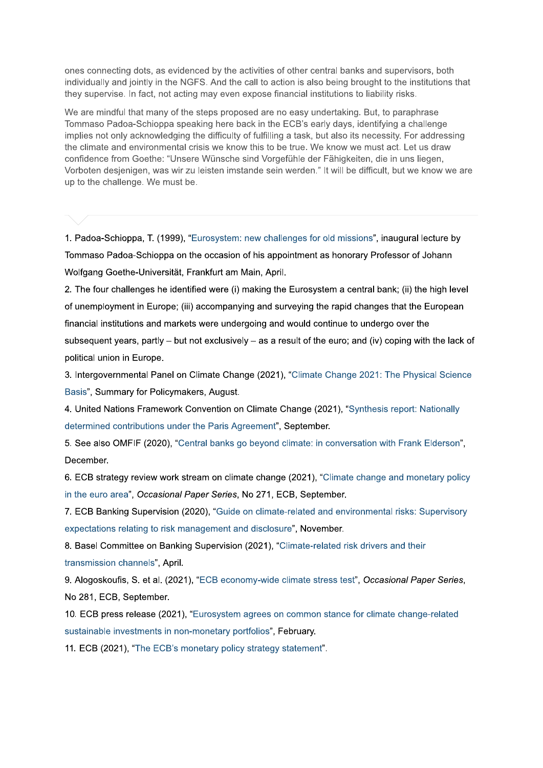ones connecting dots, as evidenced by the activities of other central banks and supervisors, both individually and jointly in the NGFS. And the call to action is also being brought to the institutions that they supervise. In fact, not acting may even expose financial institutions to liability risks.

We are mindful that many of the steps proposed are no easy undertaking. But, to paraphrase Tommaso Padoa-Schioppa speaking here back in the ECB's early days, identifying a challenge implies not only acknowledging the difficulty of fulfilling a task, but also its necessity. For addressing the climate and environmental crisis we know this to be true. We know we must act. Let us draw confidence from Goethe: "Unsere Wünsche sind Vorgefühle der Fähigkeiten, die in uns liegen, Vorboten desjenigen, was wir zu leisten imstande sein werden." It will be difficult, but we know we are up to the challenge. We must be.

---

1. Padoa-Schioppa, T. (1999), "Eurosystem: new challenges for old missions", inaugural lecture by Tommaso Padoa-Schioppa on the occasion of his appointment as honorary Professor of Johann Wolfgang Goethe-Universität, Frankfurt am Main, April.

2. The four challenges he identified were (i) making the Eurosystem a central bank; (ii) the high level of unemployment in Europe; (iii) accompanying and surveying the rapid changes that the European financial institutions and markets were undergoing and would continue to undergo over the subsequent years, partly – but not exclusively – as a result of the euro; and (iv) coping with the lack of political union in Europe.

3. Intergovernmental Panel on Climate Change (2021), "Climate Change 2021: The Physical Science Basis", Summary for Policymakers, August.

4. United Nations Framework Convention on Climate Change (2021), "Synthesis report: Nationally determined contributions under the Paris Agreement", September.

5. See also OMFIF (2020), "Central banks go beyond climate: in conversation with Frank Elderson", December.

6. ECB strategy review work stream on climate change (2021), "Climate change and monetary policy in the euro area", *Occasional Paper Series*, No 271, ECB, September.

7. ECB Banking Supervision (2020), "Guide on climate-related and environmental risks: Supervisory expectations relating to risk management and disclosure", November.

8. Basel Committee on Banking Supervision (2021), "Climate-related risk drivers and their transmission channels", April.

9. Alogoskoufis, S. et al. (2021), "ECB economy-wide climate stress test", *Occasional Paper Series*, No 281, ECB, September.

10. ECB press release (2021), "Eurosystem agrees on common stance for climate change-related sustainable investments in non-monetary portfolios", February.

11. ECB (2021), "The ECB's monetary policy strategy statement".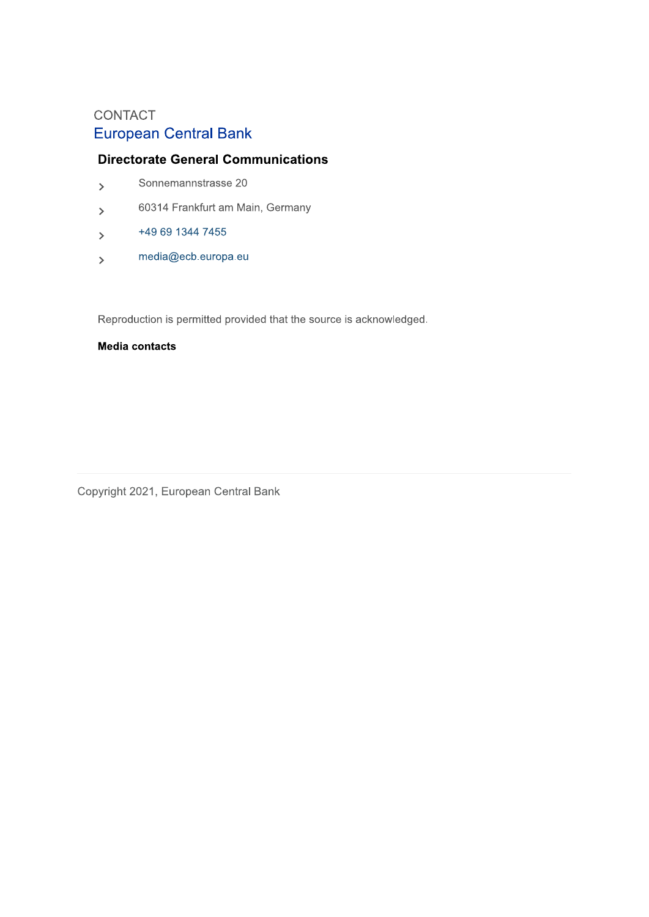CONTACT

## European Central Bank

### Directorate General Communications

- Sonnemannstrasse 20
- 60314 Frankfurt am Main, Germany
- +49 69 1344 7455
- media@ecb.europa.eu

Reproduction is permitted provided that the source is acknowledged.

**Media contacts**

Copyright 2021, European Central Bank